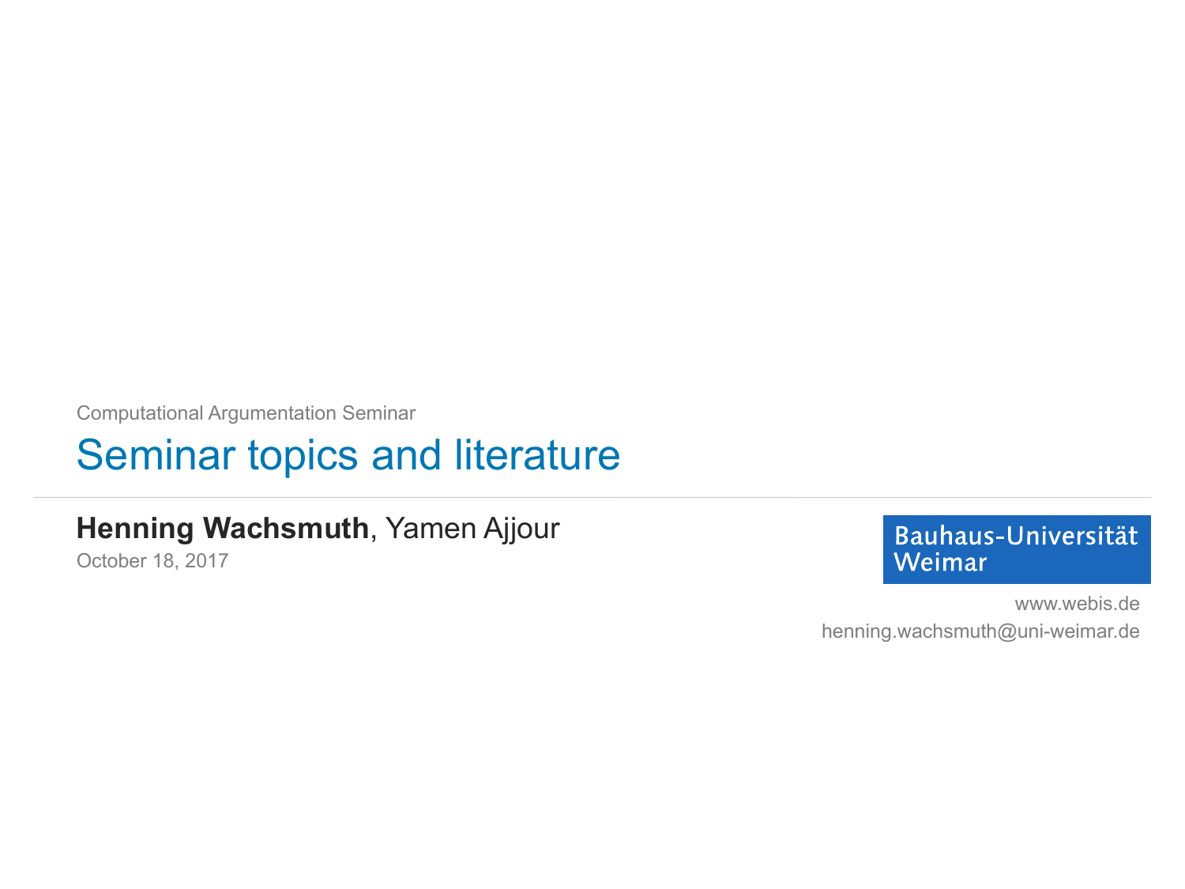Computational Argumentation Seminar

# Seminar topics and literature

**Henning Wachsmuth**, Yamen Ajjour

October 18, 2017

Bauhaus-Universität Weimar

www.webis.de

henning.wachsmuth@uni-weimar.de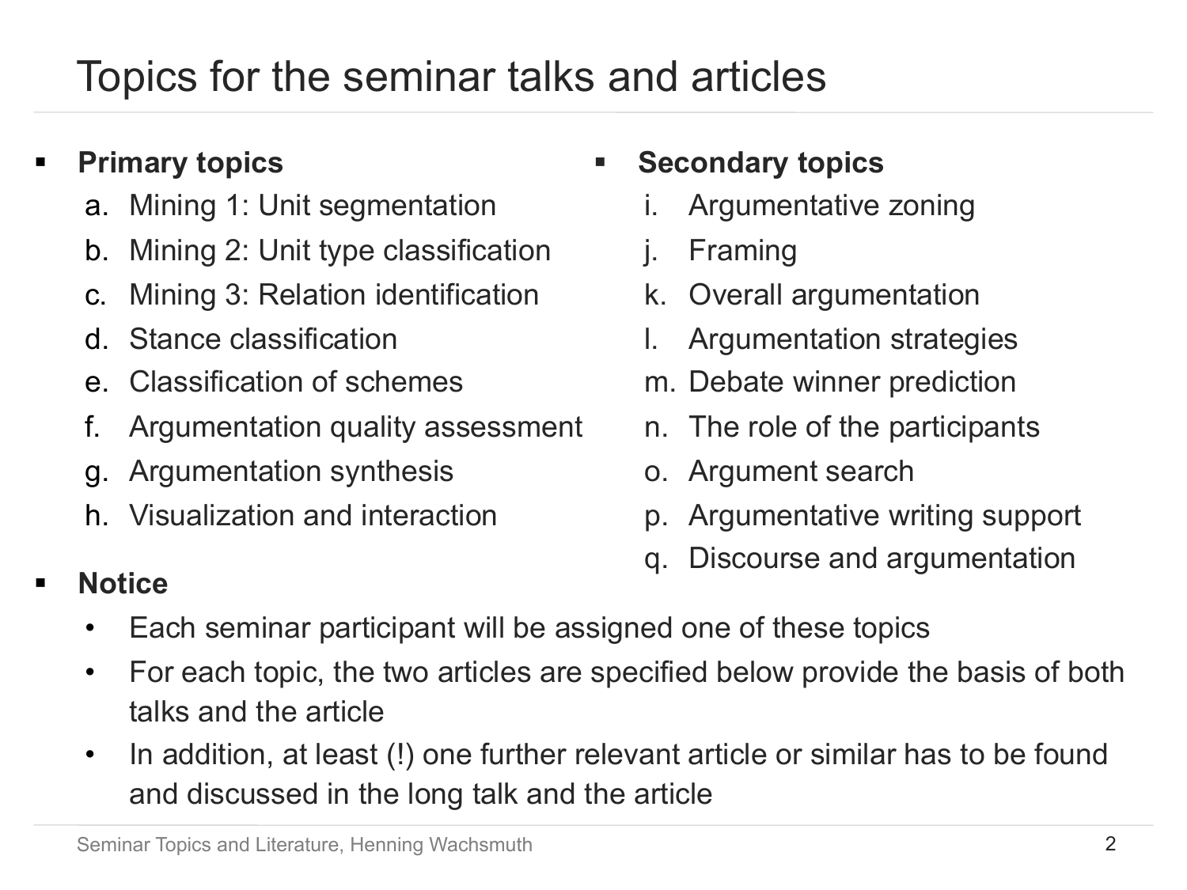# Topics for the seminar talks and articles

- **Primary topics**
  a. Mining 1: Unit segmentation
  b. Mining 2: Unit type classification
  c. Mining 3: Relation identification
  d. Stance classification
  e. Classification of schemes
  f. Argumentation quality assessment
  g. Argumentation synthesis
  h. Visualization and interaction

- **Secondary topics**
  i. Argumentative zoning
  j. Framing
  k. Overall argumentation
  l. Argumentation strategies
  m. Debate winner prediction
  n. The role of the participants
  o. Argument search
  p. Argumentative writing support
  q. Discourse and argumentation

- **Notice**
  - Each seminar participant will be assigned one of these topics
  - For each topic, the two articles are specified below provide the basis of both talks and the article
  - In addition, at least (!) one further relevant article or similar has to be found and discussed in the long talk and the article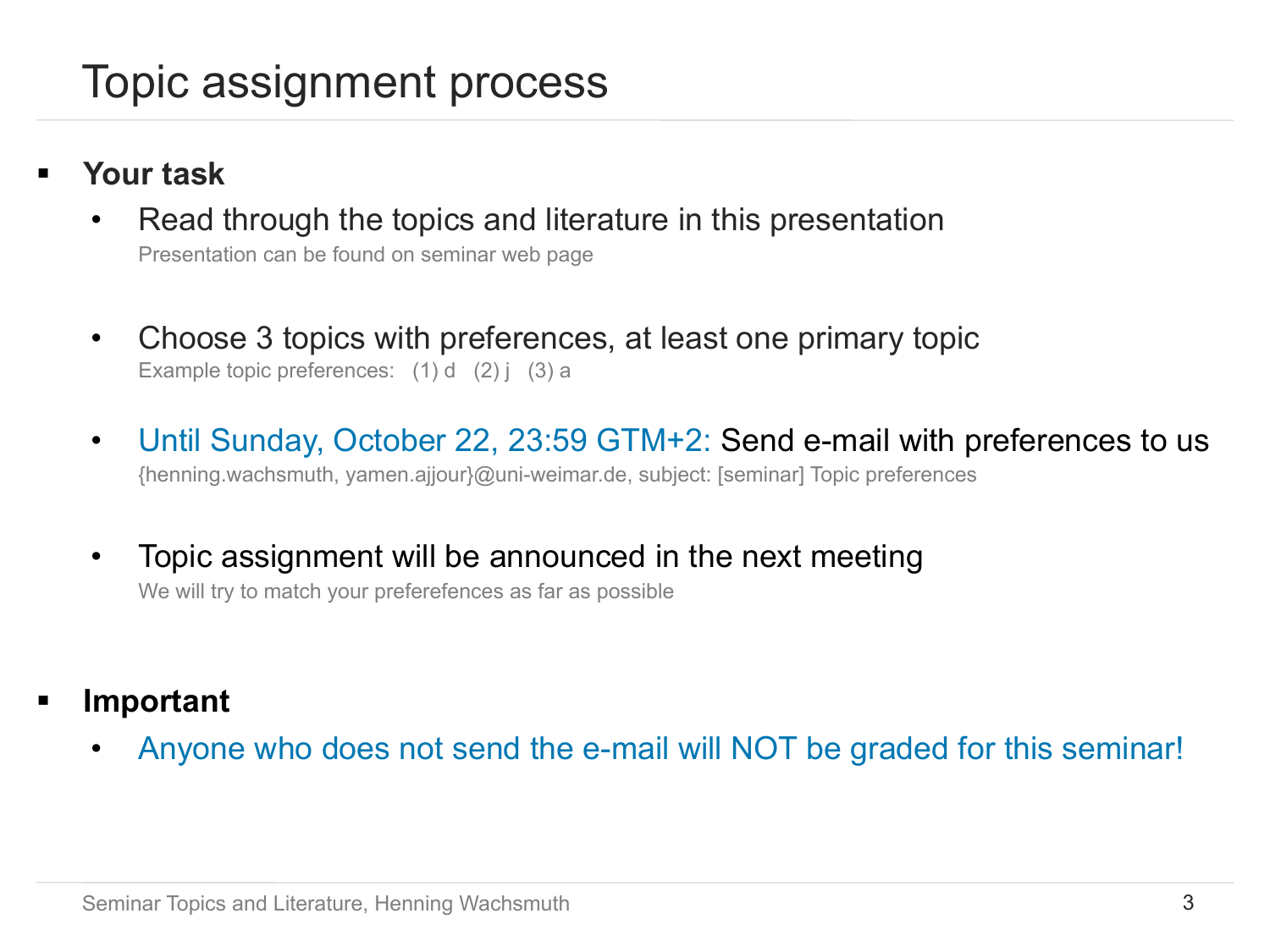# Topic assignment process

- **Your task**
  - Read through the topics and literature in this presentation
    Presentation can be found on seminar web page
  - Choose 3 topics with preferences, at least one primary topic
    Example topic preferences: (1) d (2) j (3) a
  - Until Sunday, October 22, 23:59 GTM+2: Send e-mail with preferences to us
    {henning.wachsmuth, yamen.ajjour}@uni-weimar.de, subject: [seminar] Topic preferences
  - Topic assignment will be announced in the next meeting
    We will try to match your preferefences as far as possible

- **Important**
  - Anyone who does not send the e-mail will NOT be graded for this seminar!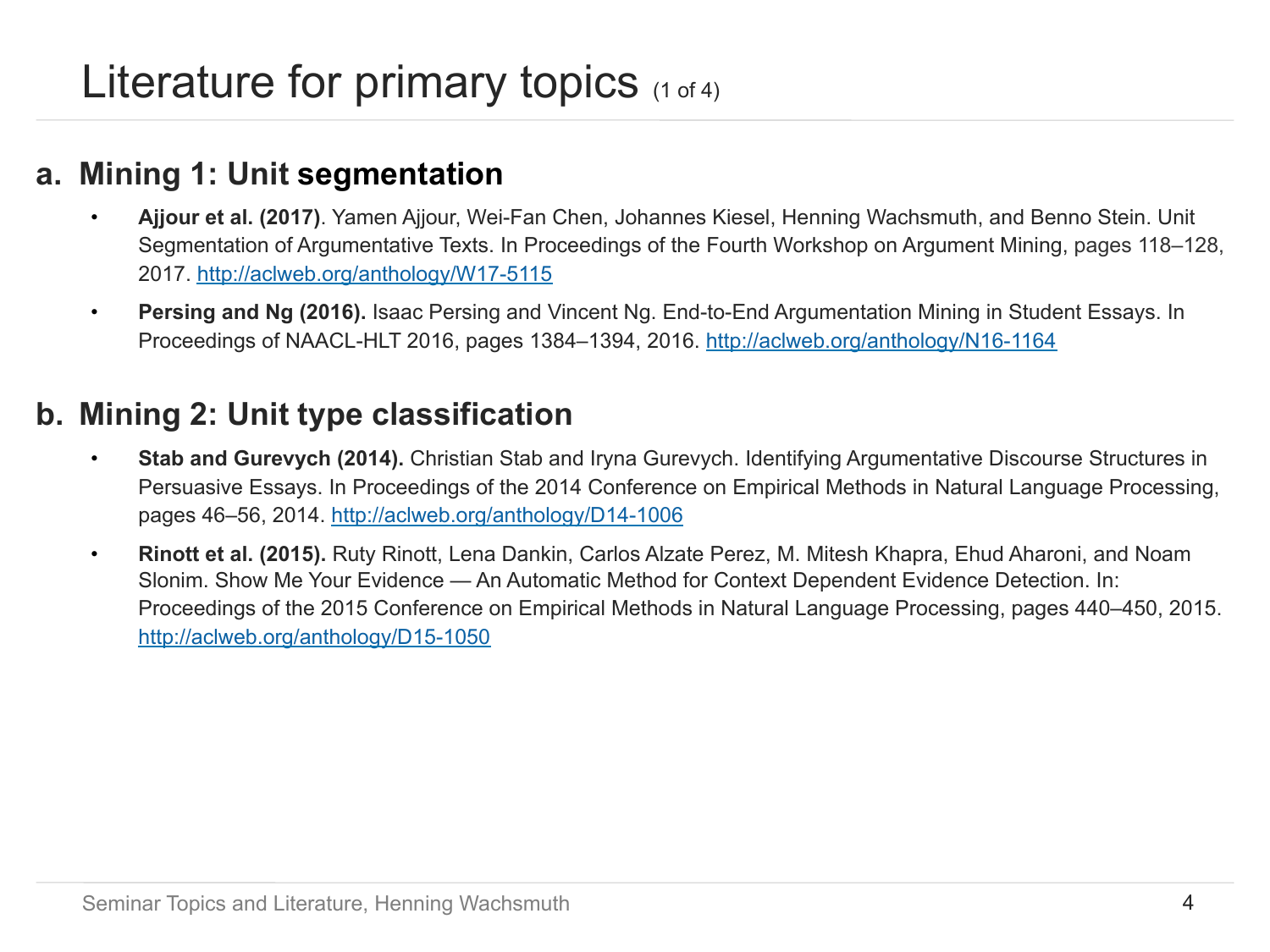# Literature for primary topics (1 of 4)

## a. Mining 1: Unit segmentation

- **Ajjour et al. (2017)**. Yamen Ajjour, Wei-Fan Chen, Johannes Kiesel, Henning Wachsmuth, and Benno Stein. Unit Segmentation of Argumentative Texts. In Proceedings of the Fourth Workshop on Argument Mining, pages 118–128, 2017. http://aclweb.org/anthology/W17-5115
- **Persing and Ng (2016).** Isaac Persing and Vincent Ng. End-to-End Argumentation Mining in Student Essays. In Proceedings of NAACL-HLT 2016, pages 1384–1394, 2016. http://aclweb.org/anthology/N16-1164

## b. Mining 2: Unit type classification

- **Stab and Gurevych (2014).** Christian Stab and Iryna Gurevych. Identifying Argumentative Discourse Structures in Persuasive Essays. In Proceedings of the 2014 Conference on Empirical Methods in Natural Language Processing, pages 46–56, 2014. http://aclweb.org/anthology/D14-1006
- **Rinott et al. (2015).** Ruty Rinott, Lena Dankin, Carlos Alzate Perez, M. Mitesh Khapra, Ehud Aharoni, and Noam Slonim. Show Me Your Evidence — An Automatic Method for Context Dependent Evidence Detection. In: Proceedings of the 2015 Conference on Empirical Methods in Natural Language Processing, pages 440–450, 2015. http://aclweb.org/anthology/D15-1050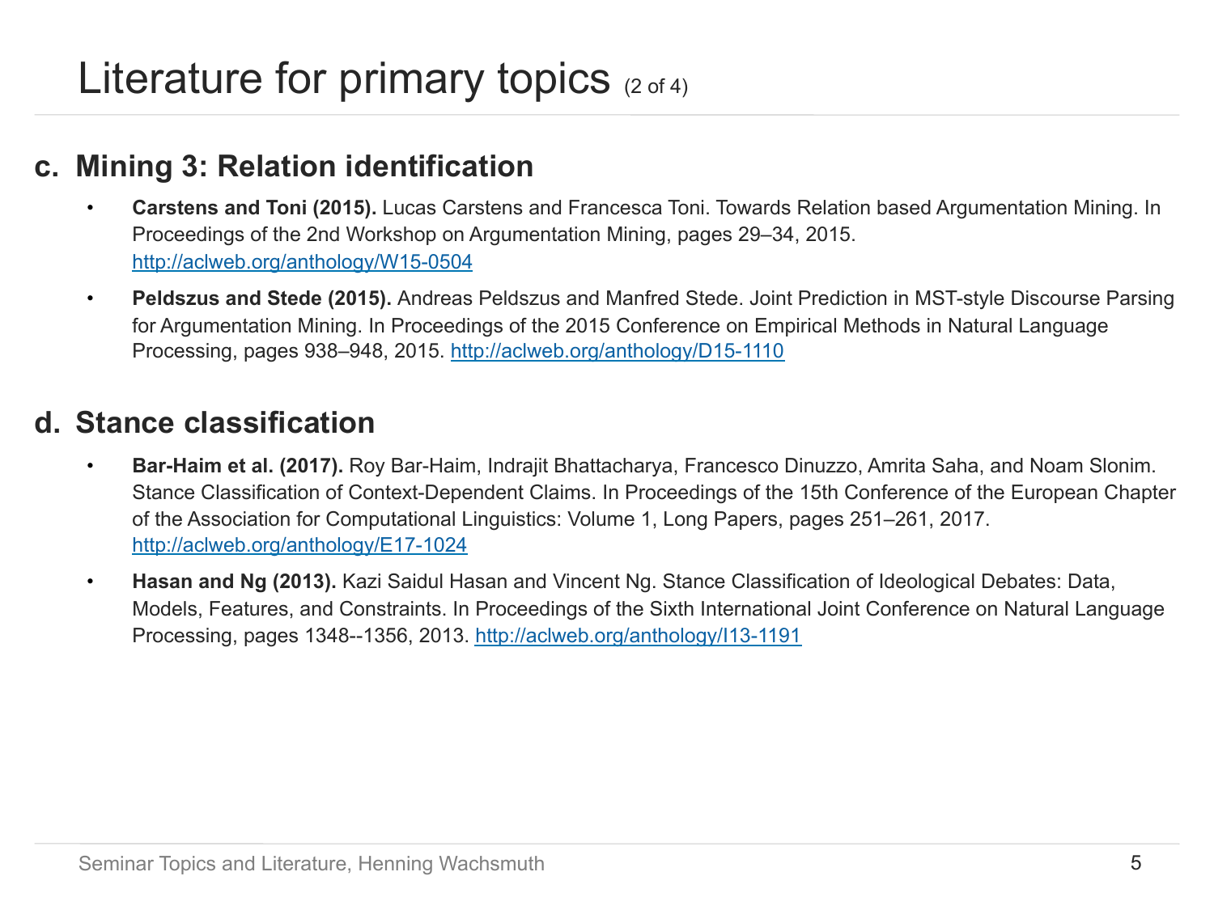# Literature for primary topics (2 of 4)

## c. Mining 3: Relation identification

- **Carstens and Toni (2015).** Lucas Carstens and Francesca Toni. Towards Relation based Argumentation Mining. In Proceedings of the 2nd Workshop on Argumentation Mining, pages 29–34, 2015. http://aclweb.org/anthology/W15-0504
- **Peldszus and Stede (2015).** Andreas Peldszus and Manfred Stede. Joint Prediction in MST-style Discourse Parsing for Argumentation Mining. In Proceedings of the 2015 Conference on Empirical Methods in Natural Language Processing, pages 938–948, 2015. http://aclweb.org/anthology/D15-1110

## d. Stance classification

- **Bar-Haim et al. (2017).** Roy Bar-Haim, Indrajit Bhattacharya, Francesco Dinuzzo, Amrita Saha, and Noam Slonim. Stance Classification of Context-Dependent Claims. In Proceedings of the 15th Conference of the European Chapter of the Association for Computational Linguistics: Volume 1, Long Papers, pages 251–261, 2017. http://aclweb.org/anthology/E17-1024
- **Hasan and Ng (2013).** Kazi Saidul Hasan and Vincent Ng. Stance Classification of Ideological Debates: Data, Models, Features, and Constraints. In Proceedings of the Sixth International Joint Conference on Natural Language Processing, pages 1348--1356, 2013. http://aclweb.org/anthology/I13-1191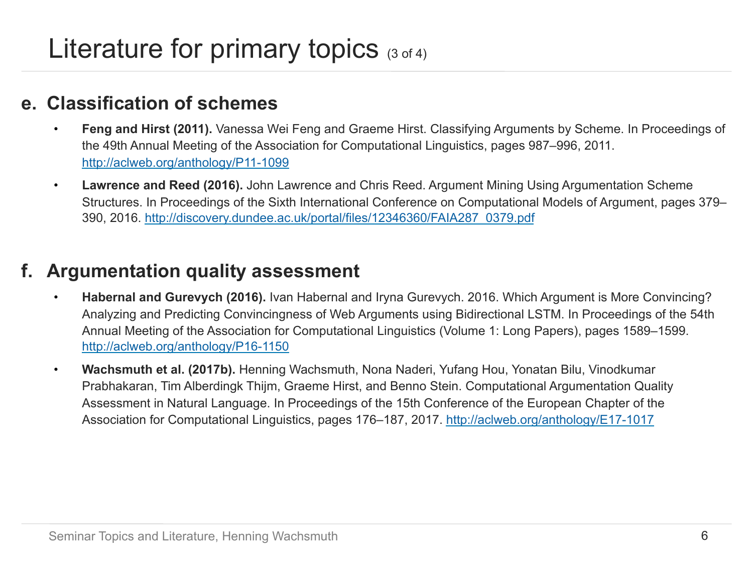# Literature for primary topics (3 of 4)

## e. Classification of schemes

- **Feng and Hirst (2011).** Vanessa Wei Feng and Graeme Hirst. Classifying Arguments by Scheme. In Proceedings of the 49th Annual Meeting of the Association for Computational Linguistics, pages 987–996, 2011. http://aclweb.org/anthology/P11-1099
- **Lawrence and Reed (2016).** John Lawrence and Chris Reed. Argument Mining Using Argumentation Scheme Structures. In Proceedings of the Sixth International Conference on Computational Models of Argument, pages 379–390, 2016. http://discovery.dundee.ac.uk/portal/files/12346360/FAIA287_0379.pdf

## f. Argumentation quality assessment

- **Habernal and Gurevych (2016).** Ivan Habernal and Iryna Gurevych. 2016. Which Argument is More Convincing? Analyzing and Predicting Convincingness of Web Arguments using Bidirectional LSTM. In Proceedings of the 54th Annual Meeting of the Association for Computational Linguistics (Volume 1: Long Papers), pages 1589–1599. http://aclweb.org/anthology/P16-1150
- **Wachsmuth et al. (2017b).** Henning Wachsmuth, Nona Naderi, Yufang Hou, Yonatan Bilu, Vinodkumar Prabhakaran, Tim Alberdingk Thijm, Graeme Hirst, and Benno Stein. Computational Argumentation Quality Assessment in Natural Language. In Proceedings of the 15th Conference of the European Chapter of the Association for Computational Linguistics, pages 176–187, 2017. http://aclweb.org/anthology/E17-1017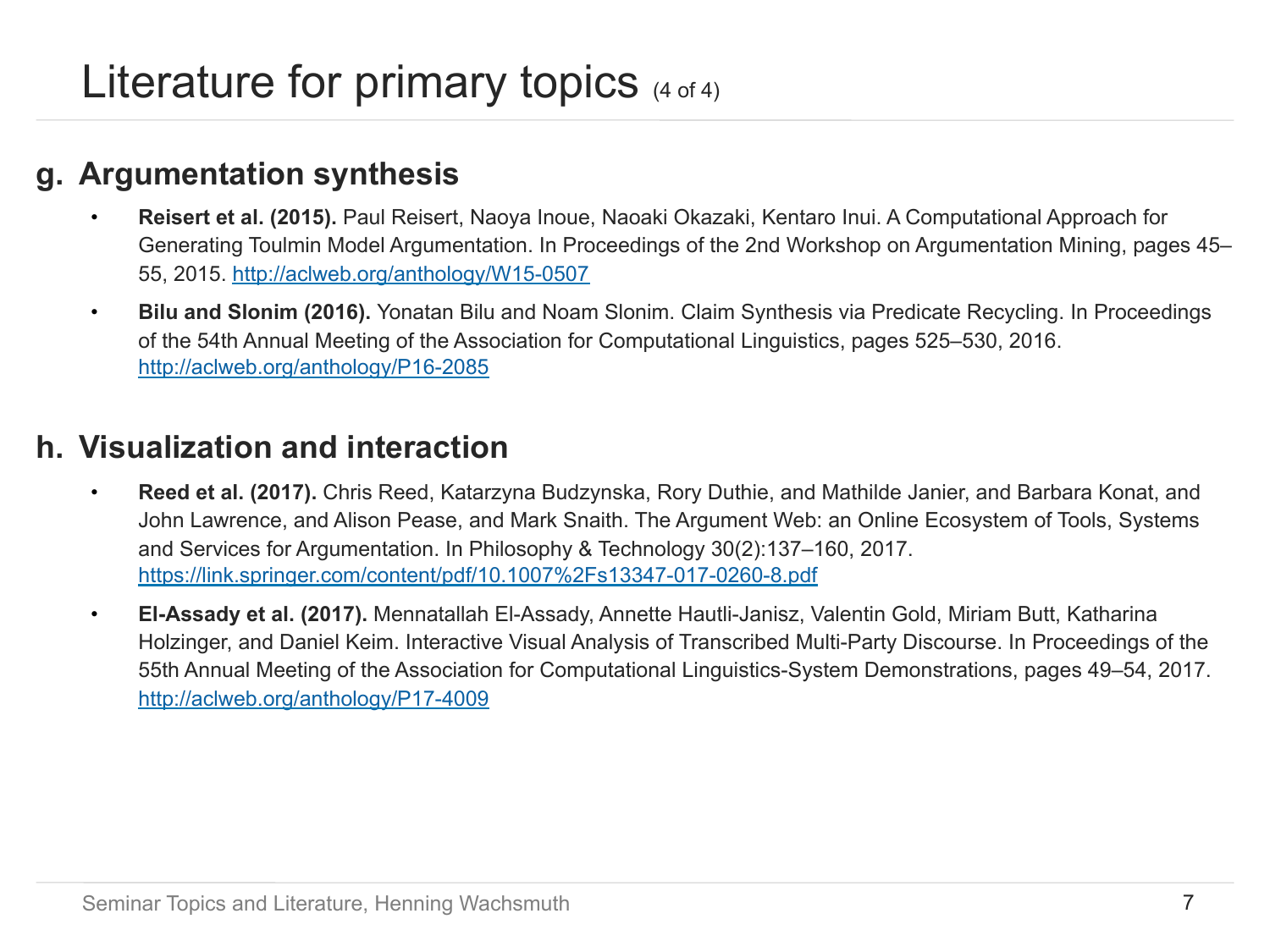# Literature for primary topics (4 of 4)

## g. Argumentation synthesis

- **Reisert et al. (2015).** Paul Reisert, Naoya Inoue, Naoaki Okazaki, Kentaro Inui. A Computational Approach for Generating Toulmin Model Argumentation. In Proceedings of the 2nd Workshop on Argumentation Mining, pages 45–55, 2015. http://aclweb.org/anthology/W15-0507
- **Bilu and Slonim (2016).** Yonatan Bilu and Noam Slonim. Claim Synthesis via Predicate Recycling. In Proceedings of the 54th Annual Meeting of the Association for Computational Linguistics, pages 525–530, 2016. http://aclweb.org/anthology/P16-2085

## h. Visualization and interaction

- **Reed et al. (2017).** Chris Reed, Katarzyna Budzynska, Rory Duthie, and Mathilde Janier, and Barbara Konat, and John Lawrence, and Alison Pease, and Mark Snaith. The Argument Web: an Online Ecosystem of Tools, Systems and Services for Argumentation. In Philosophy & Technology 30(2):137–160, 2017. https://link.springer.com/content/pdf/10.1007%2Fs13347-017-0260-8.pdf
- **El-Assady et al. (2017).** Mennatallah El-Assady, Annette Hautli-Janisz, Valentin Gold, Miriam Butt, Katharina Holzinger, and Daniel Keim. Interactive Visual Analysis of Transcribed Multi-Party Discourse. In Proceedings of the 55th Annual Meeting of the Association for Computational Linguistics-System Demonstrations, pages 49–54, 2017. http://aclweb.org/anthology/P17-4009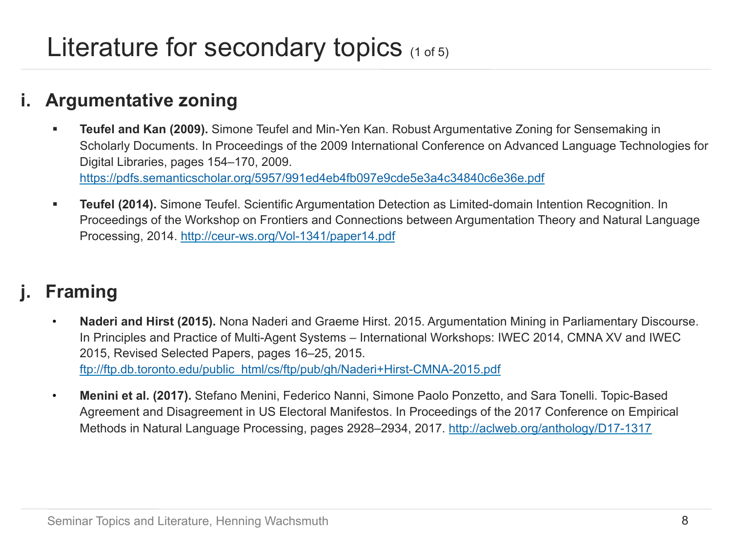# Literature for secondary topics (1 of 5)

## i. Argumentative zoning

- **Teufel and Kan (2009).** Simone Teufel and Min-Yen Kan. Robust Argumentative Zoning for Sensemaking in Scholarly Documents. In Proceedings of the 2009 International Conference on Advanced Language Technologies for Digital Libraries, pages 154–170, 2009. https://pdfs.semanticscholar.org/5957/991ed4eb4fb097e9cde5e3a4c34840c6e36e.pdf

- **Teufel (2014).** Simone Teufel. Scientific Argumentation Detection as Limited-domain Intention Recognition. In Proceedings of the Workshop on Frontiers and Connections between Argumentation Theory and Natural Language Processing, 2014. http://ceur-ws.org/Vol-1341/paper14.pdf

## j. Framing

- **Naderi and Hirst (2015).** Nona Naderi and Graeme Hirst. 2015. Argumentation Mining in Parliamentary Discourse. In Principles and Practice of Multi-Agent Systems – International Workshops: IWEC 2014, CMNA XV and IWEC 2015, Revised Selected Papers, pages 16–25, 2015. ftp://ftp.db.toronto.edu/public_html/cs/ftp/pub/gh/Naderi+Hirst-CMNA-2015.pdf

- **Menini et al. (2017).** Stefano Menini, Federico Nanni, Simone Paolo Ponzetto, and Sara Tonelli. Topic-Based Agreement and Disagreement in US Electoral Manifestos. In Proceedings of the 2017 Conference on Empirical Methods in Natural Language Processing, pages 2928–2934, 2017. http://aclweb.org/anthology/D17-1317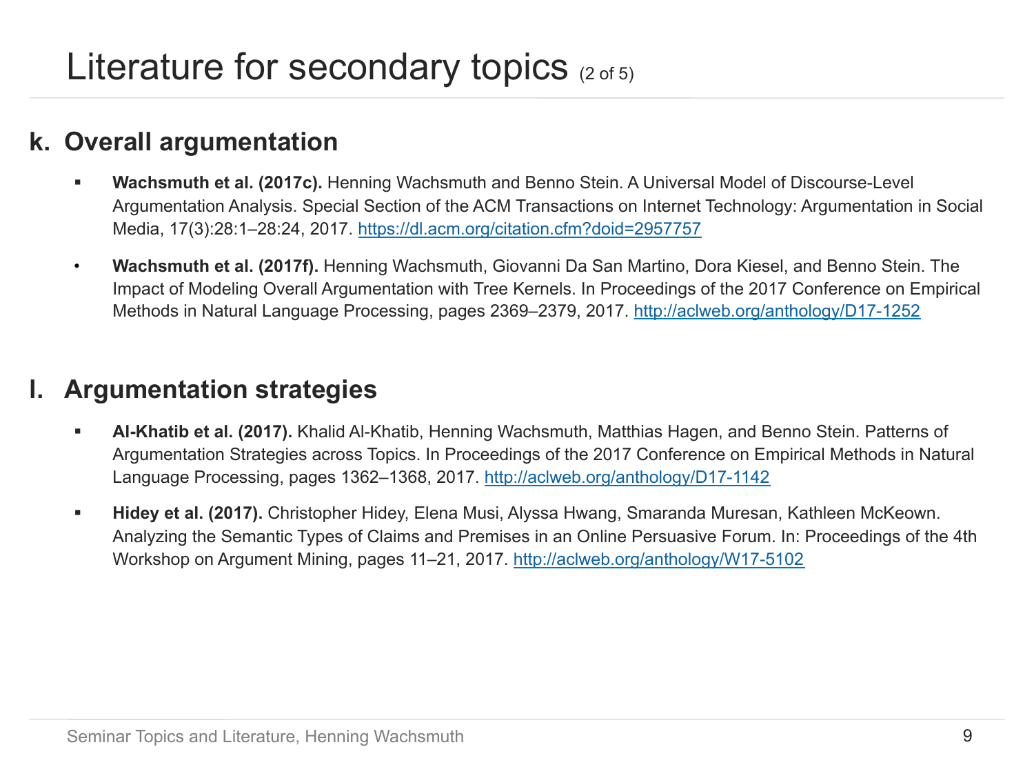# Literature for secondary topics (2 of 5)

## k. Overall argumentation

- **Wachsmuth et al. (2017c).** Henning Wachsmuth and Benno Stein. A Universal Model of Discourse-Level Argumentation Analysis. Special Section of the ACM Transactions on Internet Technology: Argumentation in Social Media, 17(3):28:1–28:24, 2017. https://dl.acm.org/citation.cfm?doid=2957757
- **Wachsmuth et al. (2017f).** Henning Wachsmuth, Giovanni Da San Martino, Dora Kiesel, and Benno Stein. The Impact of Modeling Overall Argumentation with Tree Kernels. In Proceedings of the 2017 Conference on Empirical Methods in Natural Language Processing, pages 2369–2379, 2017. http://aclweb.org/anthology/D17-1252

## l. Argumentation strategies

- **Al-Khatib et al. (2017).** Khalid Al-Khatib, Henning Wachsmuth, Matthias Hagen, and Benno Stein. Patterns of Argumentation Strategies across Topics. In Proceedings of the 2017 Conference on Empirical Methods in Natural Language Processing, pages 1362–1368, 2017. http://aclweb.org/anthology/D17-1142
- **Hidey et al. (2017).** Christopher Hidey, Elena Musi, Alyssa Hwang, Smaranda Muresan, Kathleen McKeown. Analyzing the Semantic Types of Claims and Premises in an Online Persuasive Forum. In: Proceedings of the 4th Workshop on Argument Mining, pages 11–21, 2017. http://aclweb.org/anthology/W17-5102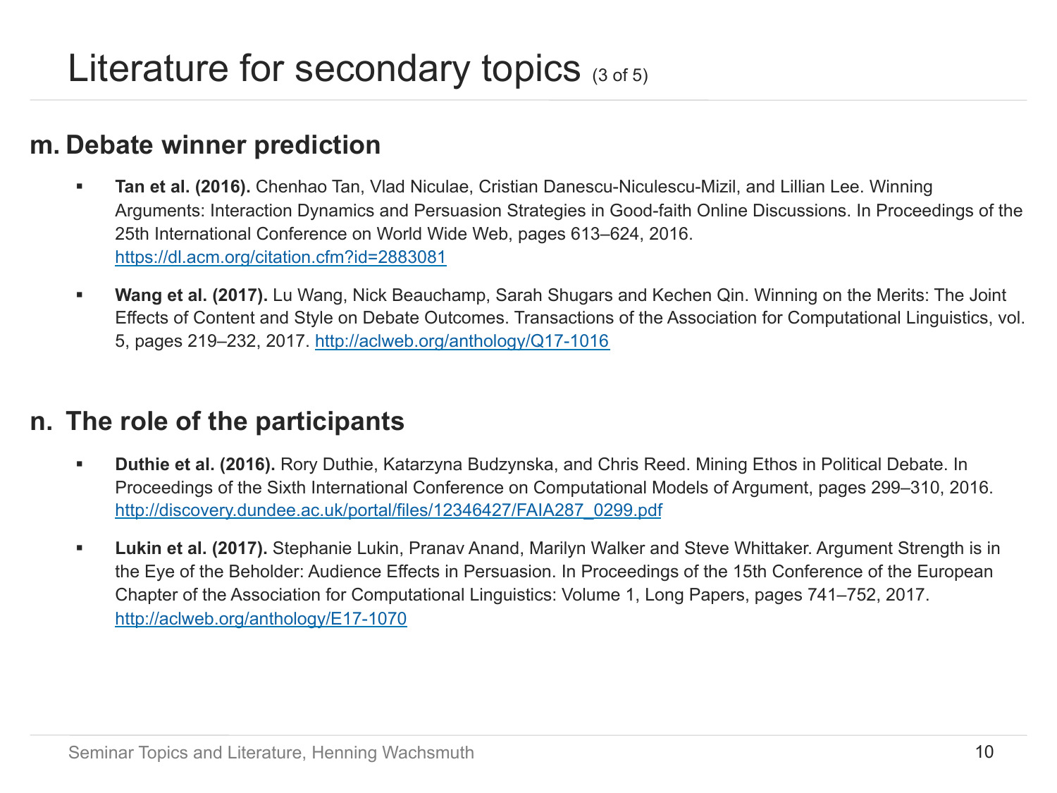# Literature for secondary topics (3 of 5)

## m. Debate winner prediction

- **Tan et al. (2016).** Chenhao Tan, Vlad Niculae, Cristian Danescu-Niculescu-Mizil, and Lillian Lee. Winning Arguments: Interaction Dynamics and Persuasion Strategies in Good-faith Online Discussions. In Proceedings of the 25th International Conference on World Wide Web, pages 613–624, 2016. https://dl.acm.org/citation.cfm?id=2883081

- **Wang et al. (2017).** Lu Wang, Nick Beauchamp, Sarah Shugars and Kechen Qin. Winning on the Merits: The Joint Effects of Content and Style on Debate Outcomes. Transactions of the Association for Computational Linguistics, vol. 5, pages 219–232, 2017. http://aclweb.org/anthology/Q17-1016

## n. The role of the participants

- **Duthie et al. (2016).** Rory Duthie, Katarzyna Budzynska, and Chris Reed. Mining Ethos in Political Debate. In Proceedings of the Sixth International Conference on Computational Models of Argument, pages 299–310, 2016. http://discovery.dundee.ac.uk/portal/files/12346427/FAIA287_0299.pdf

- **Lukin et al. (2017).** Stephanie Lukin, Pranav Anand, Marilyn Walker and Steve Whittaker. Argument Strength is in the Eye of the Beholder: Audience Effects in Persuasion. In Proceedings of the 15th Conference of the European Chapter of the Association for Computational Linguistics: Volume 1, Long Papers, pages 741–752, 2017. http://aclweb.org/anthology/E17-1070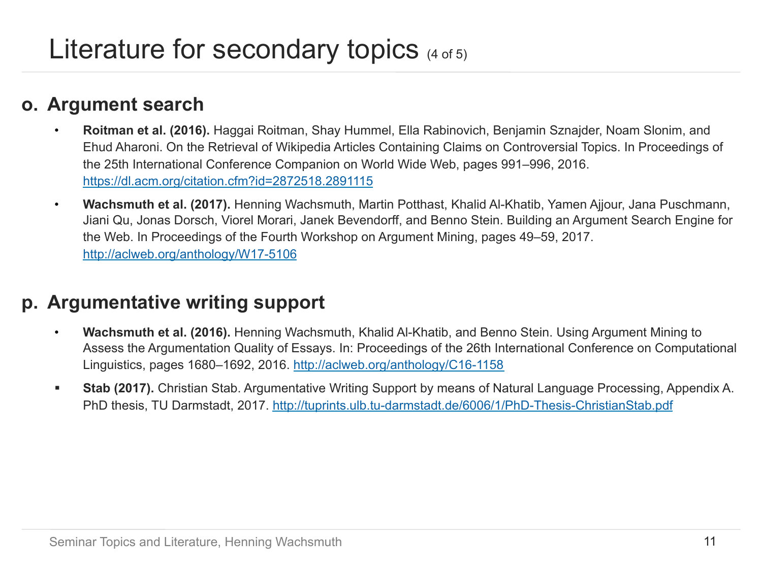# Literature for secondary topics (4 of 5)

## o. Argument search

- **Roitman et al. (2016).** Haggai Roitman, Shay Hummel, Ella Rabinovich, Benjamin Sznajder, Noam Slonim, and Ehud Aharoni. On the Retrieval of Wikipedia Articles Containing Claims on Controversial Topics. In Proceedings of the 25th International Conference Companion on World Wide Web, pages 991–996, 2016. https://dl.acm.org/citation.cfm?id=2872518.2891115
- **Wachsmuth et al. (2017).** Henning Wachsmuth, Martin Potthast, Khalid Al-Khatib, Yamen Ajjour, Jana Puschmann, Jiani Qu, Jonas Dorsch, Viorel Morari, Janek Bevendorff, and Benno Stein. Building an Argument Search Engine for the Web. In Proceedings of the Fourth Workshop on Argument Mining, pages 49–59, 2017. http://aclweb.org/anthology/W17-5106

## p. Argumentative writing support

- **Wachsmuth et al. (2016).** Henning Wachsmuth, Khalid Al-Khatib, and Benno Stein. Using Argument Mining to Assess the Argumentation Quality of Essays. In: Proceedings of the 26th International Conference on Computational Linguistics, pages 1680–1692, 2016. http://aclweb.org/anthology/C16-1158
- **Stab (2017).** Christian Stab. Argumentative Writing Support by means of Natural Language Processing, Appendix A. PhD thesis, TU Darmstadt, 2017. http://tuprints.ulb.tu-darmstadt.de/6006/1/PhD-Thesis-ChristianStab.pdf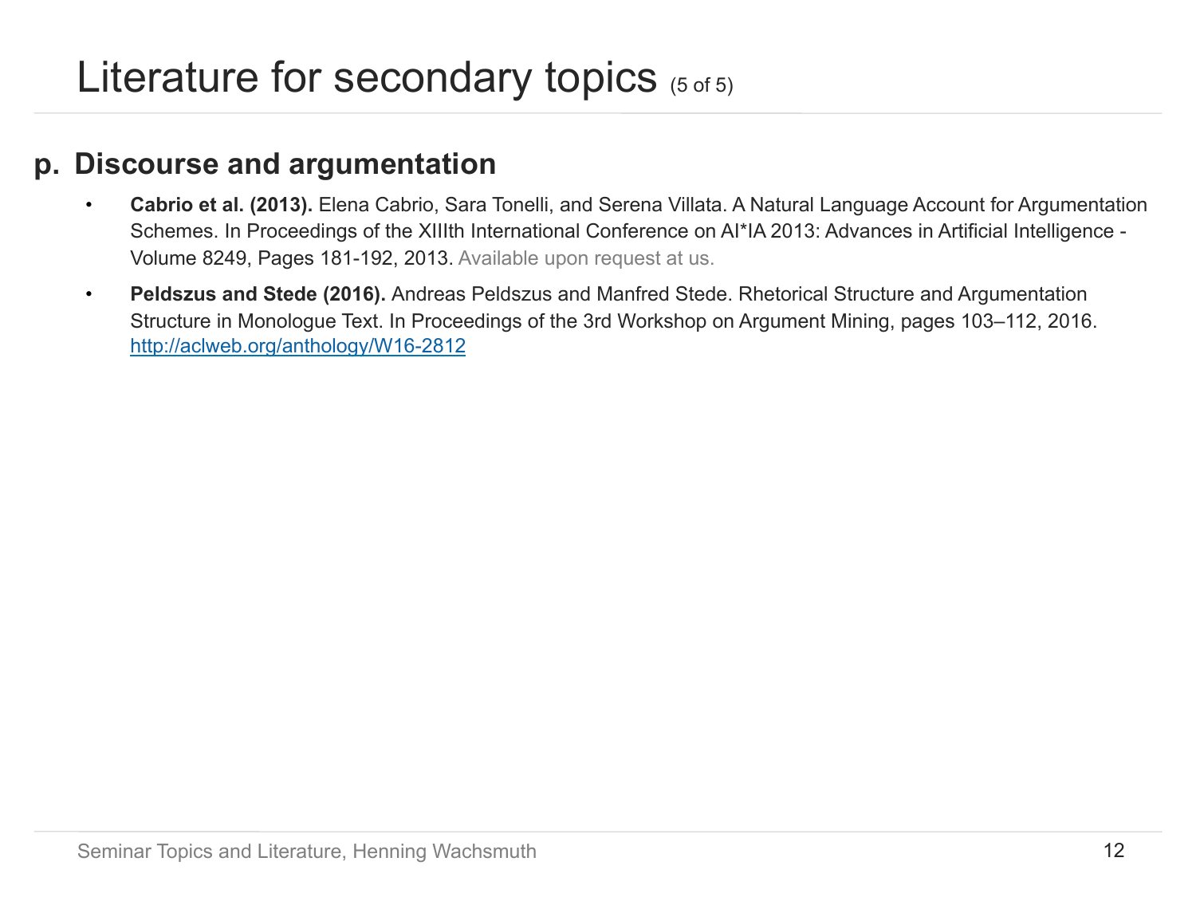# Literature for secondary topics (5 of 5)

## p. Discourse and argumentation

- **Cabrio et al. (2013).** Elena Cabrio, Sara Tonelli, and Serena Villata. A Natural Language Account for Argumentation Schemes. In Proceedings of the XIIIth International Conference on AI*IA 2013: Advances in Artificial Intelligence - Volume 8249, Pages 181-192, 2013. Available upon request at us.
- **Peldszus and Stede (2016).** Andreas Peldszus and Manfred Stede. Rhetorical Structure and Argumentation Structure in Monologue Text. In Proceedings of the 3rd Workshop on Argument Mining, pages 103–112, 2016. http://aclweb.org/anthology/W16-2812